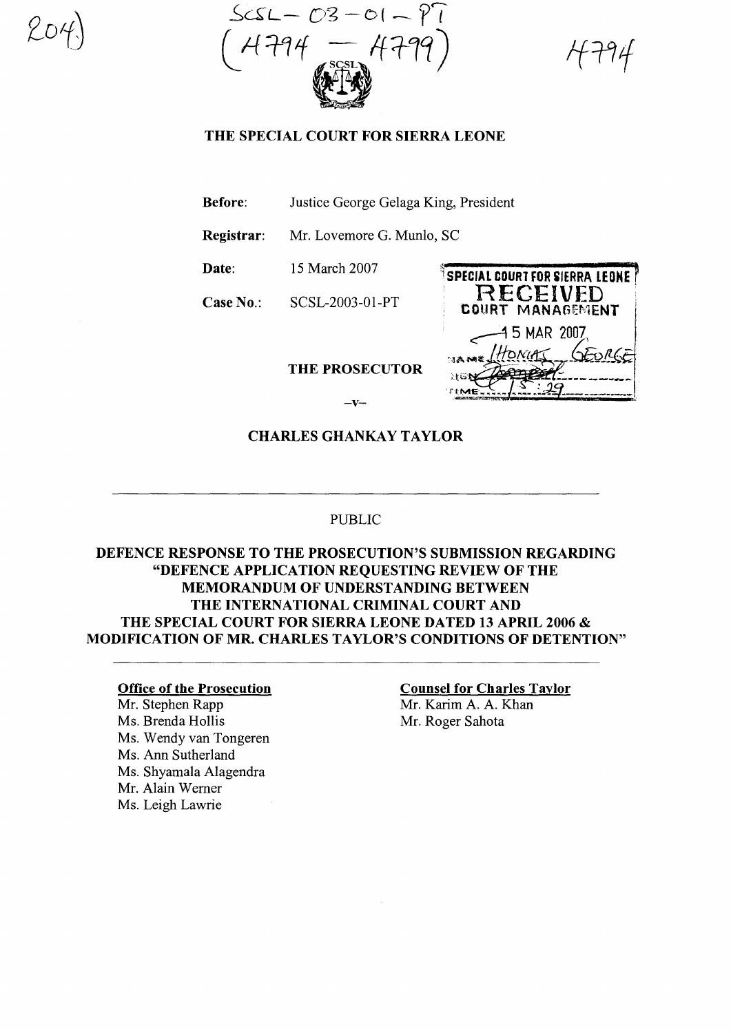204)

SCSL – 03 – 01 – PT
(4794 – 4799)

4794

**THE SPECIAL COURT FOR SIERRA LEONE**

**Before:** Justice George Gelaga King, President

**Registrar:** Mr. Lovemore G. Munlo, SC

**Date:** 15 March 2007

**Case No.:** SCSL-2003-01-PT

SPECIAL COURT FOR SIERRA LEONE
RECEIVED
COURT MANAGEMENT
15 MAR 2007
NAME THOMAS GEORGE
SIGN
TIME 15:29

**THE PROSECUTOR**

–v–

**CHARLES GHANKAY TAYLOR**

---

PUBLIC

**DEFENCE RESPONSE TO THE PROSECUTION'S SUBMISSION REGARDING "DEFENCE APPLICATION REQUESTING REVIEW OF THE MEMORANDUM OF UNDERSTANDING BETWEEN THE INTERNATIONAL CRIMINAL COURT AND THE SPECIAL COURT FOR SIERRA LEONE DATED 13 APRIL 2006 & MODIFICATION OF MR. CHARLES TAYLOR'S CONDITIONS OF DETENTION"**

---

**Office of the Prosecution**
Mr. Stephen Rapp
Ms. Brenda Hollis
Ms. Wendy van Tongeren
Ms. Ann Sutherland
Ms. Shyamala Alagendra
Mr. Alain Werner
Ms. Leigh Lawrie

**Counsel for Charles Taylor**
Mr. Karim A. A. Khan
Mr. Roger Sahota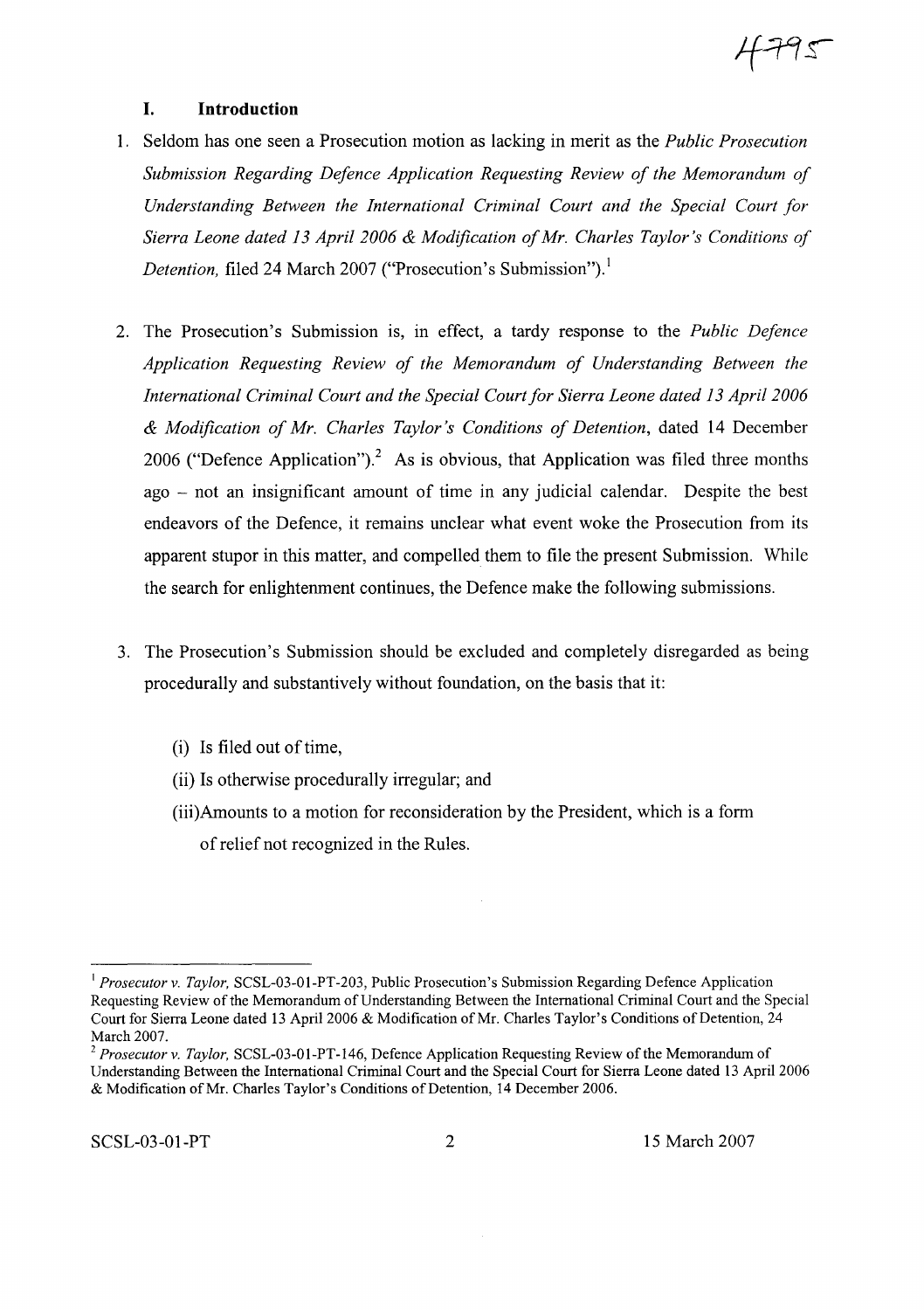## I. Introduction

1. Seldom has one seen a Prosecution motion as lacking in merit as the *Public Prosecution Submission Regarding Defence Application Requesting Review of the Memorandum of Understanding Between the International Criminal Court and the Special Court for Sierra Leone dated 13 April 2006 & Modification of Mr. Charles Taylor's Conditions of Detention,* filed 24 March 2007 ("Prosecution's Submission").[1]

2. The Prosecution's Submission is, in effect, a tardy response to the *Public Defence Application Requesting Review of the Memorandum of Understanding Between the International Criminal Court and the Special Court for Sierra Leone dated 13 April 2006 & Modification of Mr. Charles Taylor's Conditions of Detention*, dated 14 December 2006 ("Defence Application").[2] As is obvious, that Application was filed three months ago – not an insignificant amount of time in any judicial calendar. Despite the best endeavors of the Defence, it remains unclear what event woke the Prosecution from its apparent stupor in this matter, and compelled them to file the present Submission. While the search for enlightenment continues, the Defence make the following submissions.

3. The Prosecution's Submission should be excluded and completely disregarded as being procedurally and substantively without foundation, on the basis that it:

   (i) Is filed out of time,
   
   (ii) Is otherwise procedurally irregular; and
   
   (iii) Amounts to a motion for reconsideration by the President, which is a form of relief not recognized in the Rules.

---

[1] *Prosecutor v. Taylor,* SCSL-03-01-PT-203, Public Prosecution's Submission Regarding Defence Application Requesting Review of the Memorandum of Understanding Between the International Criminal Court and the Special Court for Sierra Leone dated 13 April 2006 & Modification of Mr. Charles Taylor's Conditions of Detention, 24 March 2007.

[2] *Prosecutor v. Taylor,* SCSL-03-01-PT-146, Defence Application Requesting Review of the Memorandum of Understanding Between the International Criminal Court and the Special Court for Sierra Leone dated 13 April 2006 & Modification of Mr. Charles Taylor's Conditions of Detention, 14 December 2006.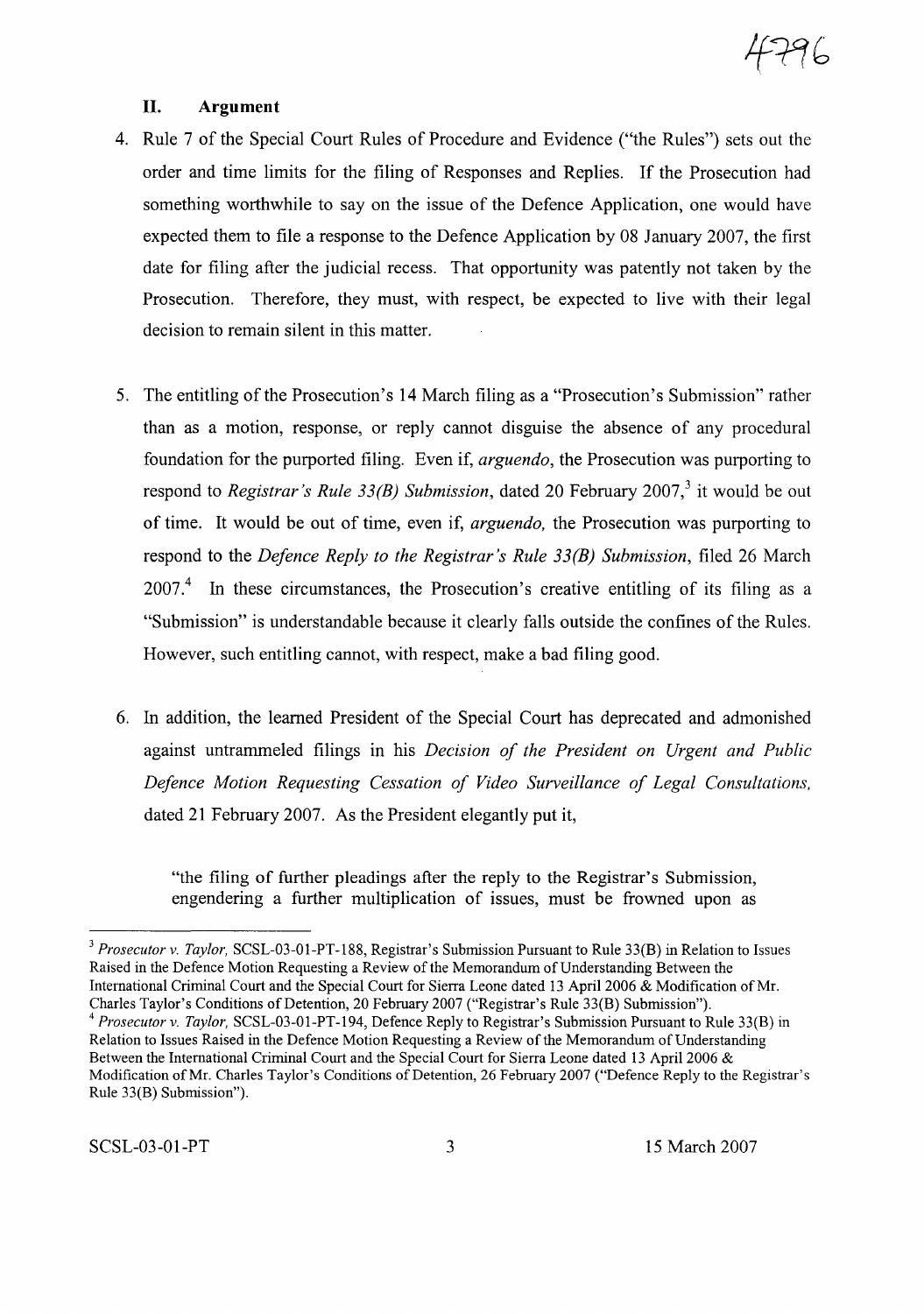## II. Argument

4. Rule 7 of the Special Court Rules of Procedure and Evidence ("the Rules") sets out the order and time limits for the filing of Responses and Replies. If the Prosecution had something worthwhile to say on the issue of the Defence Application, one would have expected them to file a response to the Defence Application by 08 January 2007, the first date for filing after the judicial recess. That opportunity was patently not taken by the Prosecution. Therefore, they must, with respect, be expected to live with their legal decision to remain silent in this matter.

5. The entitling of the Prosecution's 14 March filing as a "Prosecution's Submission" rather than as a motion, response, or reply cannot disguise the absence of any procedural foundation for the purported filing. Even if, *arguendo*, the Prosecution was purporting to respond to *Registrar's Rule 33(B) Submission*, dated 20 February 2007,[3] it would be out of time. It would be out of time, even if, *arguendo,* the Prosecution was purporting to respond to the *Defence Reply to the Registrar's Rule 33(B) Submission*, filed 26 March 2007.[4] In these circumstances, the Prosecution's creative entitling of its filing as a "Submission" is understandable because it clearly falls outside the confines of the Rules. However, such entitling cannot, with respect, make a bad filing good.

6. In addition, the learned President of the Special Court has deprecated and admonished against untrammeled filings in his *Decision of the President on Urgent and Public Defence Motion Requesting Cessation of Video Surveillance of Legal Consultations,* dated 21 February 2007. As the President elegantly put it,

> "the filing of further pleadings after the reply to the Registrar's Submission, engendering a further multiplication of issues, must be frowned upon as

---

[3] *Prosecutor v. Taylor,* SCSL-03-01-PT-188, Registrar's Submission Pursuant to Rule 33(B) in Relation to Issues Raised in the Defence Motion Requesting a Review of the Memorandum of Understanding Between the International Criminal Court and the Special Court for Sierra Leone dated 13 April 2006 & Modification of Mr. Charles Taylor's Conditions of Detention, 20 February 2007 ("Registrar's Rule 33(B) Submission").

[4] *Prosecutor v. Taylor,* SCSL-03-01-PT-194, Defence Reply to Registrar's Submission Pursuant to Rule 33(B) in Relation to Issues Raised in the Defence Motion Requesting a Review of the Memorandum of Understanding Between the International Criminal Court and the Special Court for Sierra Leone dated 13 April 2006 & Modification of Mr. Charles Taylor's Conditions of Detention, 26 February 2007 ("Defence Reply to the Registrar's Rule 33(B) Submission").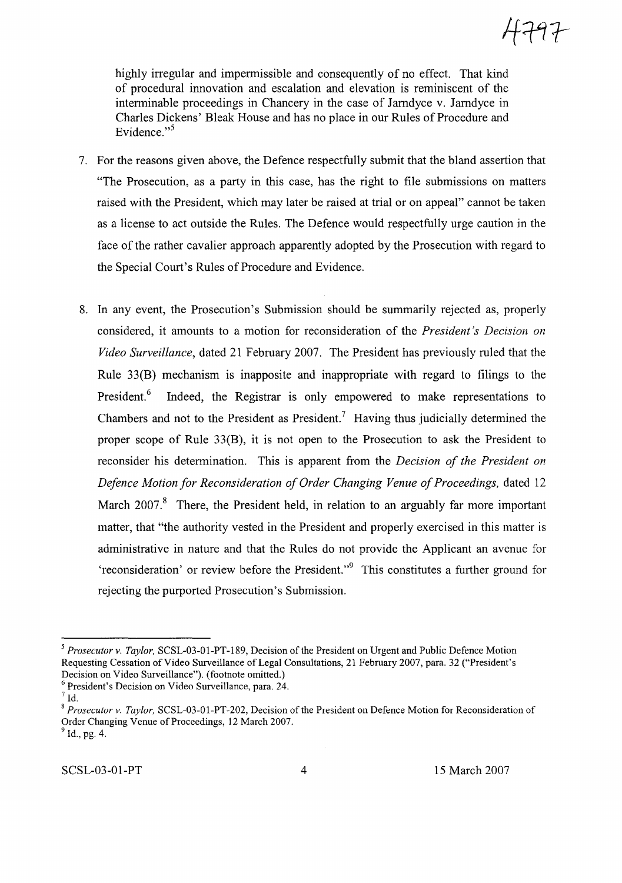highly irregular and impermissible and consequently of no effect. That kind of procedural innovation and escalation and elevation is reminiscent of the interminable proceedings in Chancery in the case of Jarndyce v. Jarndyce in Charles Dickens' Bleak House and has no place in our Rules of Procedure and Evidence."[5]

7. For the reasons given above, the Defence respectfully submit that the bland assertion that "The Prosecution, as a party in this case, has the right to file submissions on matters raised with the President, which may later be raised at trial or on appeal" cannot be taken as a license to act outside the Rules. The Defence would respectfully urge caution in the face of the rather cavalier approach apparently adopted by the Prosecution with regard to the Special Court's Rules of Procedure and Evidence.

8. In any event, the Prosecution's Submission should be summarily rejected as, properly considered, it amounts to a motion for reconsideration of the *President's Decision on Video Surveillance*, dated 21 February 2007. The President has previously ruled that the Rule 33(B) mechanism is inapposite and inappropriate with regard to filings to the President.[6] Indeed, the Registrar is only empowered to make representations to Chambers and not to the President as President.[7] Having thus judicially determined the proper scope of Rule 33(B), it is not open to the Prosecution to ask the President to reconsider his determination. This is apparent from the *Decision of the President on Defence Motion for Reconsideration of Order Changing Venue of Proceedings,* dated 12 March 2007.[8] There, the President held, in relation to an arguably far more important matter, that "the authority vested in the President and properly exercised in this matter is administrative in nature and that the Rules do not provide the Applicant an avenue for 'reconsideration' or review before the President."[9] This constitutes a further ground for rejecting the purported Prosecution's Submission.

---

[5] *Prosecutor v. Taylor,* SCSL-03-01-PT-189, Decision of the President on Urgent and Public Defence Motion Requesting Cessation of Video Surveillance of Legal Consultations, 21 February 2007, para. 32 ("President's Decision on Video Surveillance"). (footnote omitted.)

[6] President's Decision on Video Surveillance, para. 24.

[7] Id.

[8] *Prosecutor v. Taylor,* SCSL-03-01-PT-202, Decision of the President on Defence Motion for Reconsideration of Order Changing Venue of Proceedings, 12 March 2007.

[9] Id., pg. 4.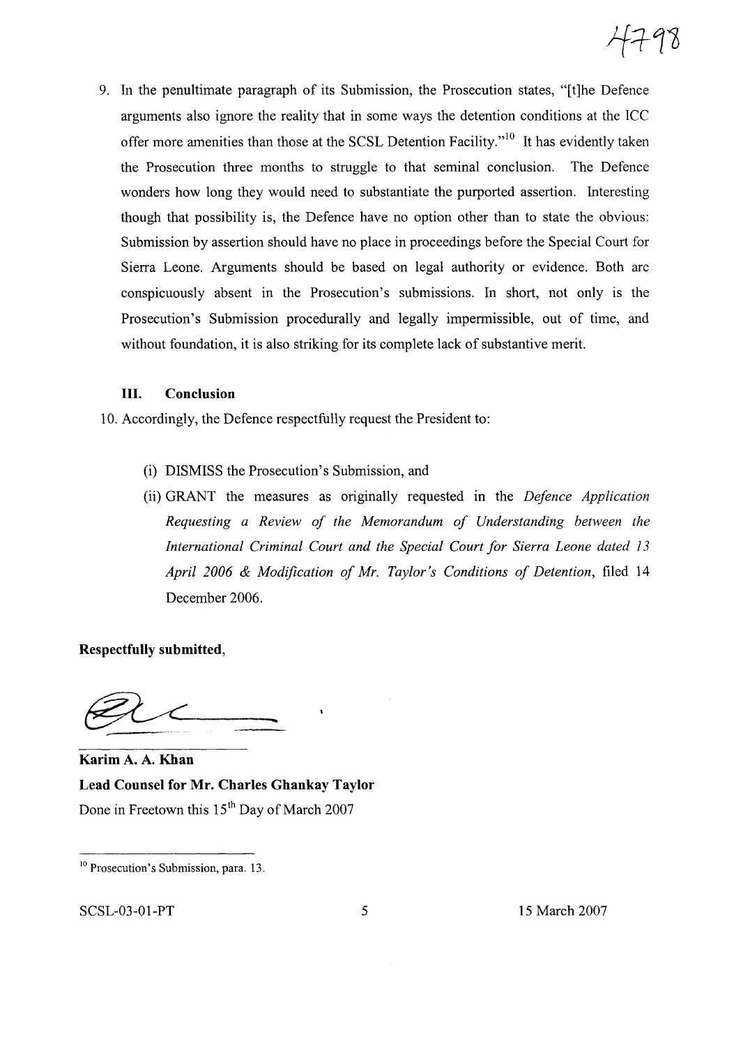9. In the penultimate paragraph of its Submission, the Prosecution states, "[t]he Defence arguments also ignore the reality that in some ways the detention conditions at the ICC offer more amenities than those at the SCSL Detention Facility."[10] It has evidently taken the Prosecution three months to struggle to that seminal conclusion. The Defence wonders how long they would need to substantiate the purported assertion. Interesting though that possibility is, the Defence have no option other than to state the obvious: Submission by assertion should have no place in proceedings before the Special Court for Sierra Leone. Arguments should be based on legal authority or evidence. Both are conspicuously absent in the Prosecution's submissions. In short, not only is the Prosecution's Submission procedurally and legally impermissible, out of time, and without foundation, it is also striking for its complete lack of substantive merit.

### III. Conclusion

10. Accordingly, the Defence respectfully request the President to:

    (i) DISMISS the Prosecution's Submission, and

    (ii) GRANT the measures as originally requested in the *Defence Application Requesting a Review of the Memorandum of Understanding between the International Criminal Court and the Special Court for Sierra Leone dated 13 April 2006 & Modification of Mr. Taylor's Conditions of Detention*, filed 14 December 2006.

**Respectfully submitted,**

**Karim A. A. Khan**
**Lead Counsel for Mr. Charles Ghankay Taylor**
Done in Freetown this 15th Day of March 2007

---

[10] Prosecution's Submission, para. 13.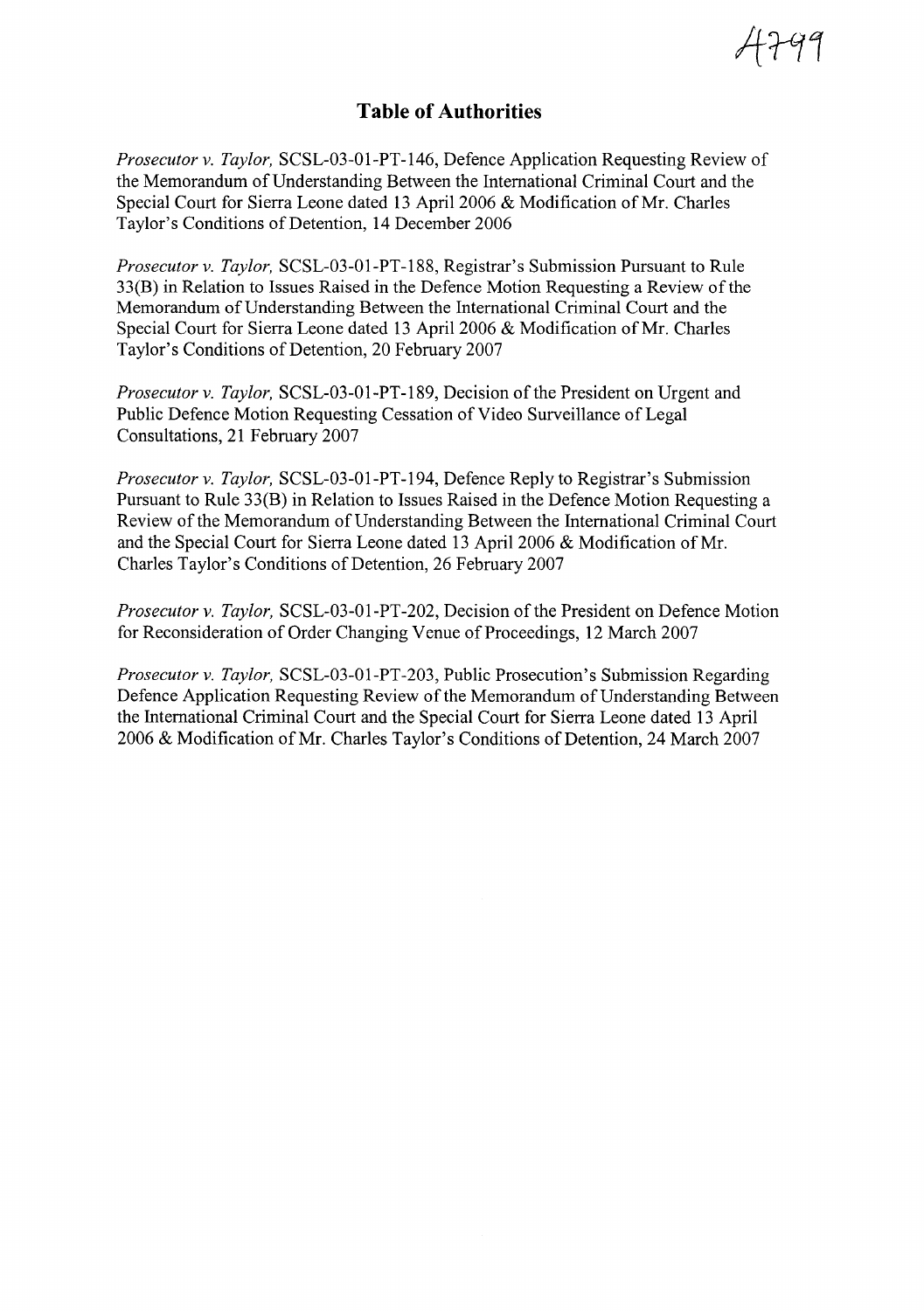## Table of Authorities

*Prosecutor v. Taylor,* SCSL-03-01-PT-146, Defence Application Requesting Review of the Memorandum of Understanding Between the International Criminal Court and the Special Court for Sierra Leone dated 13 April 2006 & Modification of Mr. Charles Taylor's Conditions of Detention, 14 December 2006

*Prosecutor v. Taylor,* SCSL-03-01-PT-188, Registrar's Submission Pursuant to Rule 33(B) in Relation to Issues Raised in the Defence Motion Requesting a Review of the Memorandum of Understanding Between the International Criminal Court and the Special Court for Sierra Leone dated 13 April 2006 & Modification of Mr. Charles Taylor's Conditions of Detention, 20 February 2007

*Prosecutor v. Taylor,* SCSL-03-01-PT-189, Decision of the President on Urgent and Public Defence Motion Requesting Cessation of Video Surveillance of Legal Consultations, 21 February 2007

*Prosecutor v. Taylor,* SCSL-03-01-PT-194, Defence Reply to Registrar's Submission Pursuant to Rule 33(B) in Relation to Issues Raised in the Defence Motion Requesting a Review of the Memorandum of Understanding Between the International Criminal Court and the Special Court for Sierra Leone dated 13 April 2006 & Modification of Mr. Charles Taylor's Conditions of Detention, 26 February 2007

*Prosecutor v. Taylor,* SCSL-03-01-PT-202, Decision of the President on Defence Motion for Reconsideration of Order Changing Venue of Proceedings, 12 March 2007

*Prosecutor v. Taylor,* SCSL-03-01-PT-203, Public Prosecution's Submission Regarding Defence Application Requesting Review of the Memorandum of Understanding Between the International Criminal Court and the Special Court for Sierra Leone dated 13 April 2006 & Modification of Mr. Charles Taylor's Conditions of Detention, 24 March 2007